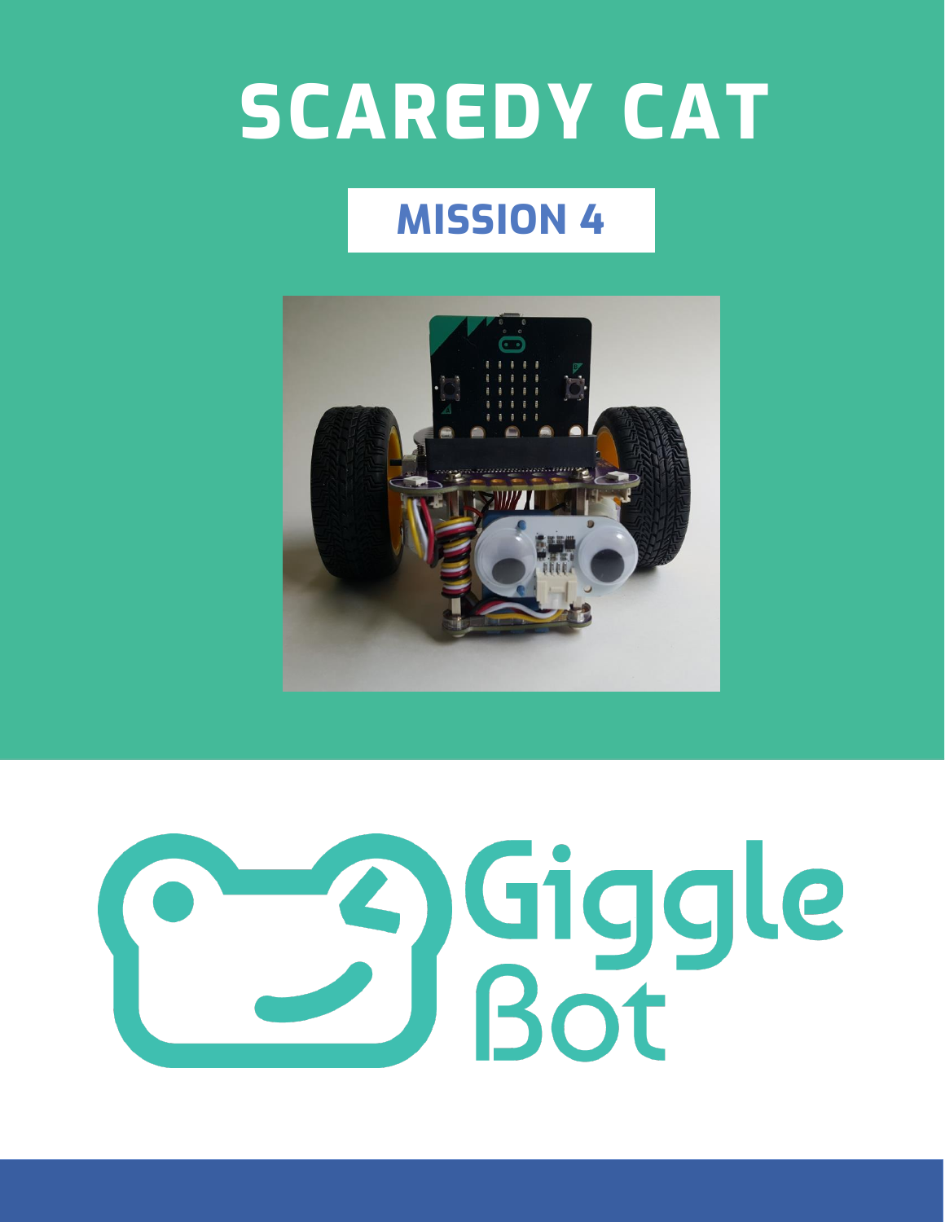# SCAREDY CAT

## MISSION 4

Giggle Bot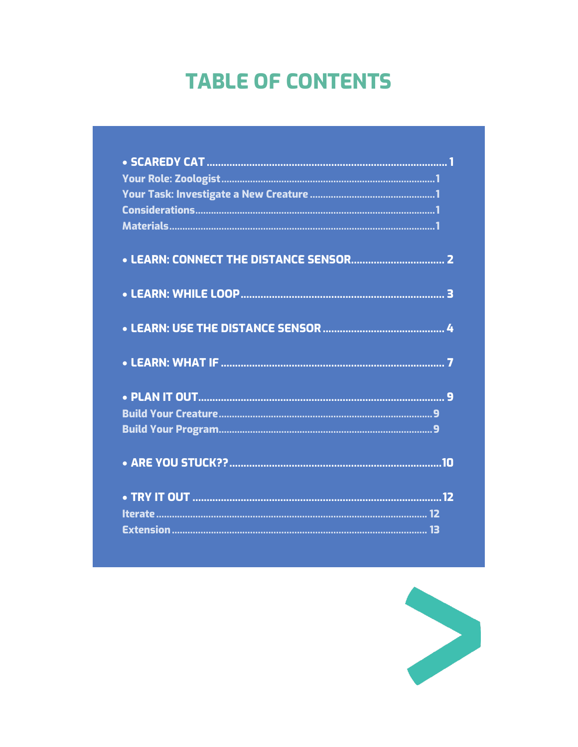# TABLE OF CONTENTS

- **SCAREDY CAT** ........................................ 1
  - Your Role: Zoologist ........................................ 1
  - Your Task: Investigate a New Creature ........................................ 1
  - Considerations ........................................ 1
  - Materials ........................................ 1
- **LEARN: CONNECT THE DISTANCE SENSOR** ........................................ 2
- **LEARN: WHILE LOOP** ........................................ 3
- **LEARN: USE THE DISTANCE SENSOR** ........................................ 4
- **LEARN: WHAT IF** ........................................ 7
- **PLAN IT OUT** ........................................ 9
  - Build Your Creature ........................................ 9
  - Build Your Program ........................................ 9
- **ARE YOU STUCK??** ........................................ 10
- **TRY IT OUT** ........................................ 12
  - Iterate ........................................ 12
  - Extension ........................................ 13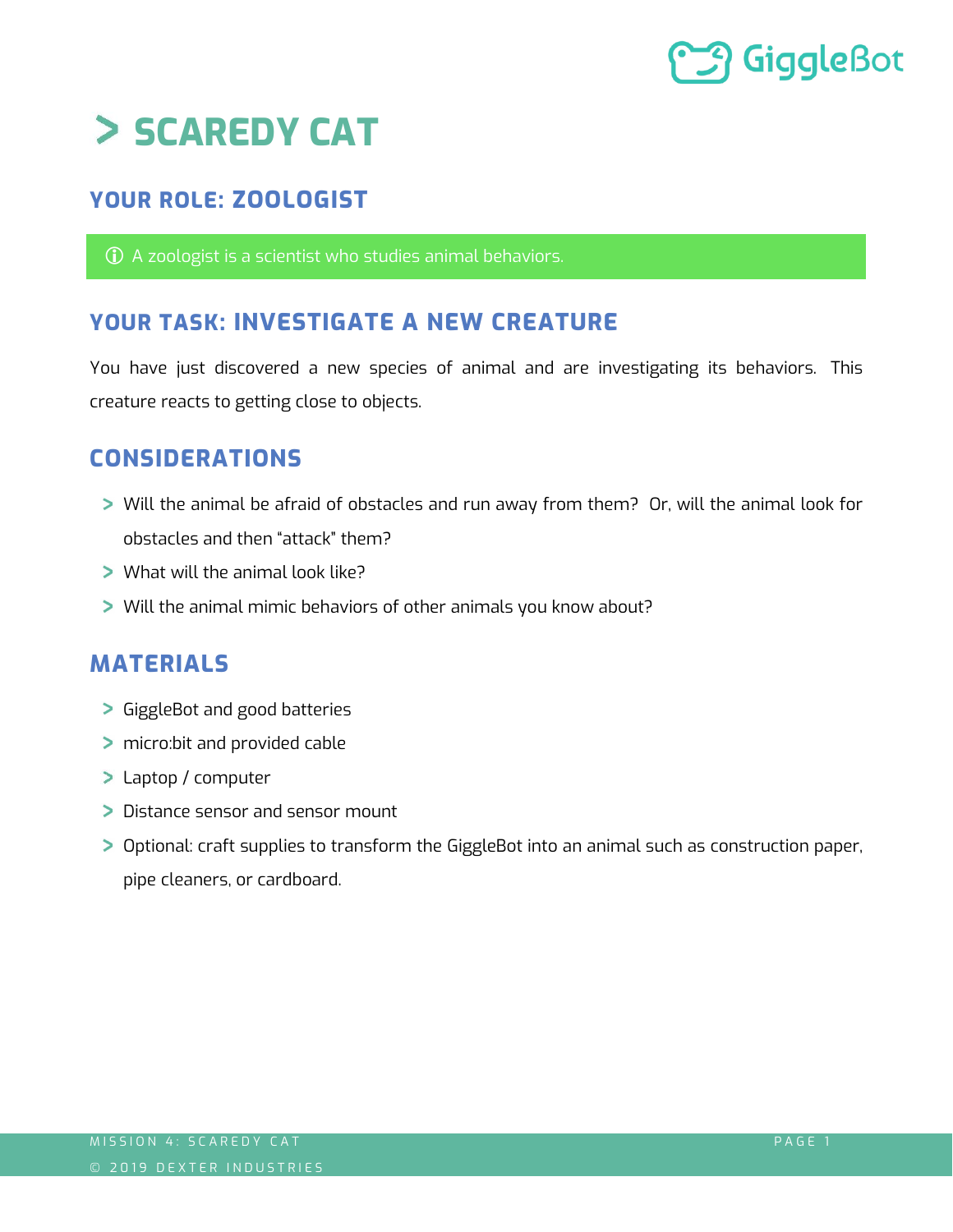# SCAREDY CAT

## YOUR ROLE: ZOOLOGIST

ⓘ A zoologist is a scientist who studies animal behaviors.

## YOUR TASK: INVESTIGATE A NEW CREATURE

You have just discovered a new species of animal and are investigating its behaviors. This creature reacts to getting close to objects.

## CONSIDERATIONS

- Will the animal be afraid of obstacles and run away from them? Or, will the animal look for obstacles and then "attack" them?
- What will the animal look like?
- Will the animal mimic behaviors of other animals you know about?

## MATERIALS

- GiggleBot and good batteries
- micro:bit and provided cable
- Laptop / computer
- Distance sensor and sensor mount
- Optional: craft supplies to transform the GiggleBot into an animal such as construction paper, pipe cleaners, or cardboard.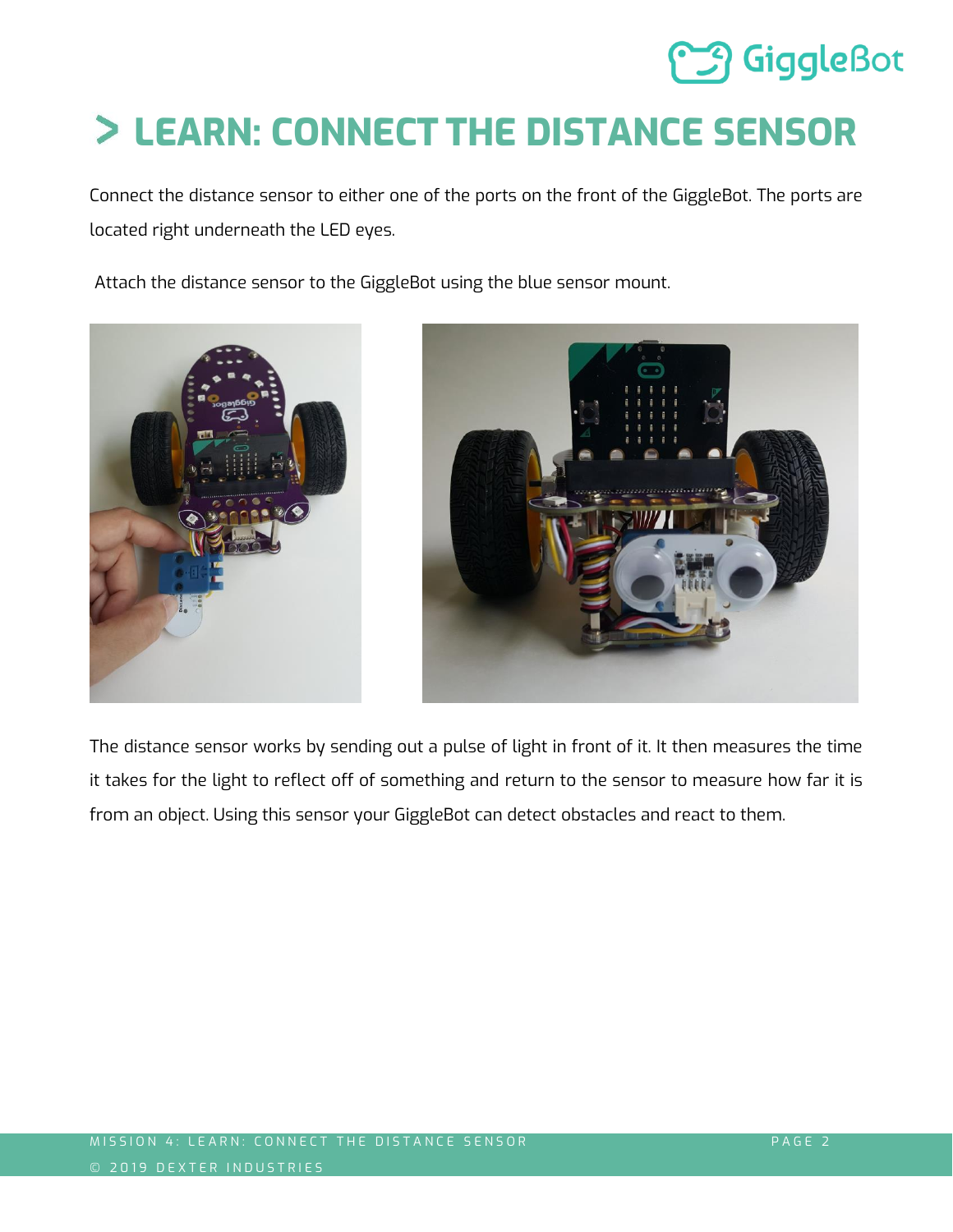# > LEARN: CONNECT THE DISTANCE SENSOR

Connect the distance sensor to either one of the ports on the front of the GiggleBot. The ports are located right underneath the LED eyes.

Attach the distance sensor to the GiggleBot using the blue sensor mount.

The distance sensor works by sending out a pulse of light in front of it. It then measures the time it takes for the light to reflect off of something and return to the sensor to measure how far it is from an object. Using this sensor your GiggleBot can detect obstacles and react to them.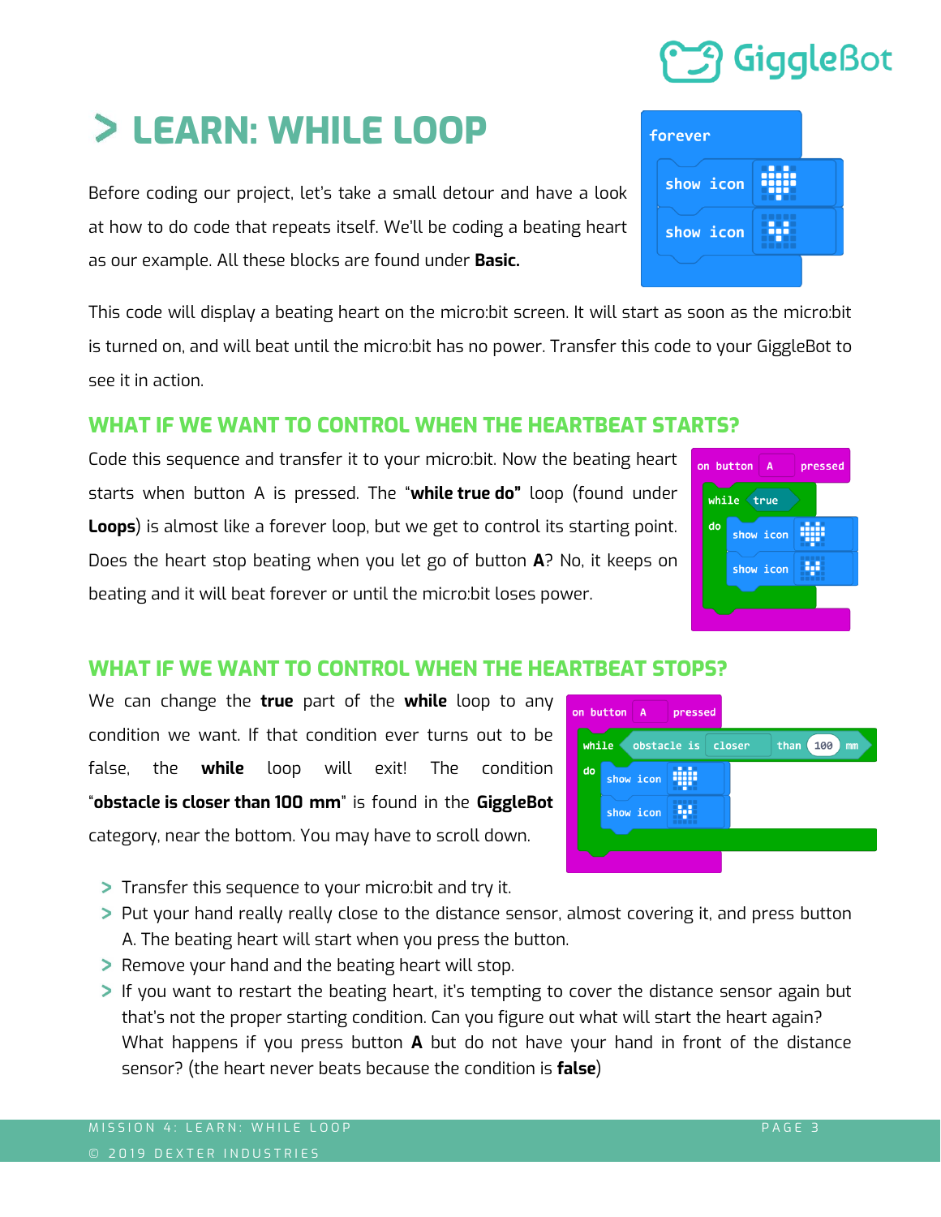# > LEARN: WHILE LOOP

Before coding our project, let's take a small detour and have a look at how to do code that repeats itself. We'll be coding a beating heart as our example. All these blocks are found under **Basic.**

```
forever
    show icon [big heart]
    show icon [small heart]
```

This code will display a beating heart on the micro:bit screen. It will start as soon as the micro:bit is turned on, and will beat until the micro:bit has no power. Transfer this code to your GiggleBot to see it in action.

## WHAT IF WE WANT TO CONTROL WHEN THE HEARTBEAT STARTS?

Code this sequence and transfer it to your micro:bit. Now the beating heart starts when button A is pressed. The "**while true do"** loop (found under **Loops**) is almost like a forever loop, but we get to control its starting point. Does the heart stop beating when you let go of button **A**? No, it keeps on beating and it will beat forever or until the micro:bit loses power.

```
on button A pressed
    while true
    do
        show icon [big heart]
        show icon [small heart]
```

## WHAT IF WE WANT TO CONTROL WHEN THE HEARTBEAT STOPS?

We can change the **true** part of the **while** loop to any condition we want. If that condition ever turns out to be false, the **while** loop will exit! The condition "**obstacle is closer than 100 mm**" is found in the **GiggleBot** category, near the bottom. You may have to scroll down.

```
on button A pressed
    while obstacle is closer than 100 mm
    do
        show icon [big heart]
        show icon [small heart]
```

- Transfer this sequence to your micro:bit and try it.
- Put your hand really really close to the distance sensor, almost covering it, and press button A. The beating heart will start when you press the button.
- Remove your hand and the beating heart will stop.
- If you want to restart the beating heart, it's tempting to cover the distance sensor again but that's not the proper starting condition. Can you figure out what will start the heart again? What happens if you press button **A** but do not have your hand in front of the distance sensor? (the heart never beats because the condition is **false**)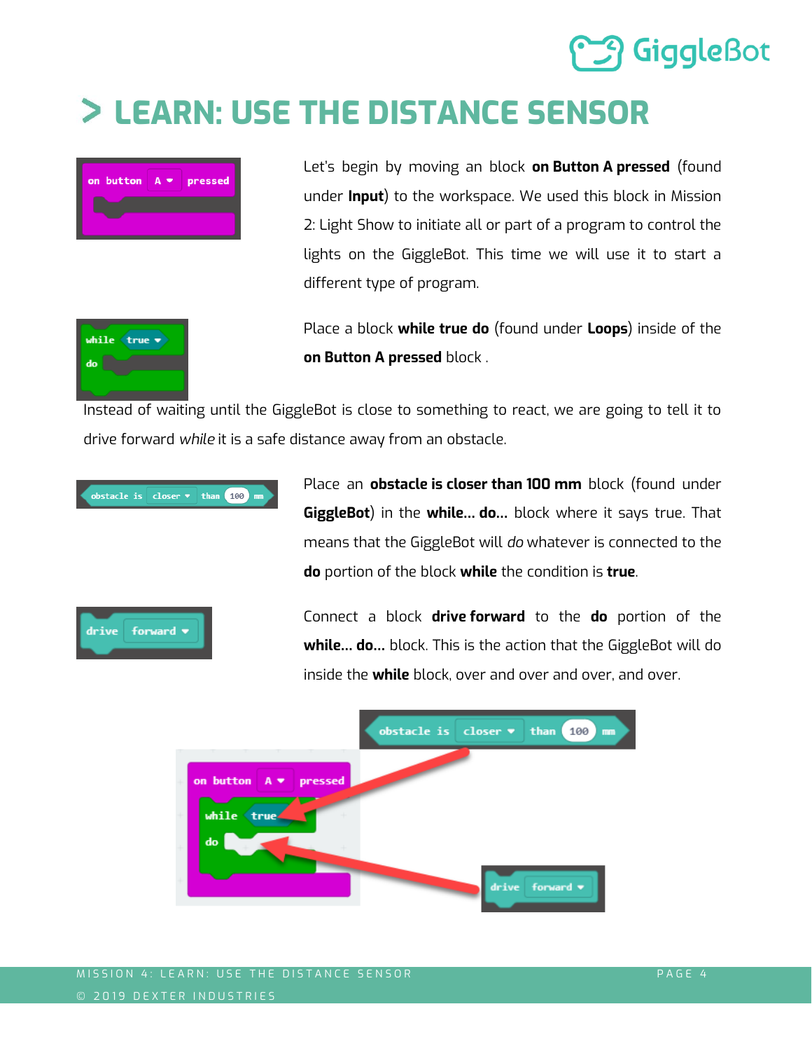# > LEARN: USE THE DISTANCE SENSOR

Let's begin by moving an block **on Button A pressed** (found under **Input**) to the workspace. We used this block in Mission 2: Light Show to initiate all or part of a program to control the lights on the GiggleBot. This time we will use it to start a different type of program.

Place a block **while true do** (found under **Loops**) inside of the **on Button A pressed** block .

Instead of waiting until the GiggleBot is close to something to react, we are going to tell it to drive forward *while* it is a safe distance away from an obstacle.

Place an **obstacle is closer than 100 mm** block (found under **GiggleBot**) in the **while... do...** block where it says true. That means that the GiggleBot will *do* whatever is connected to the **do** portion of the block **while** the condition is **true**.

Connect a block **drive forward** to the **do** portion of the **while... do...** block. This is the action that the GiggleBot will do inside the **while** block, over and over and over, and over.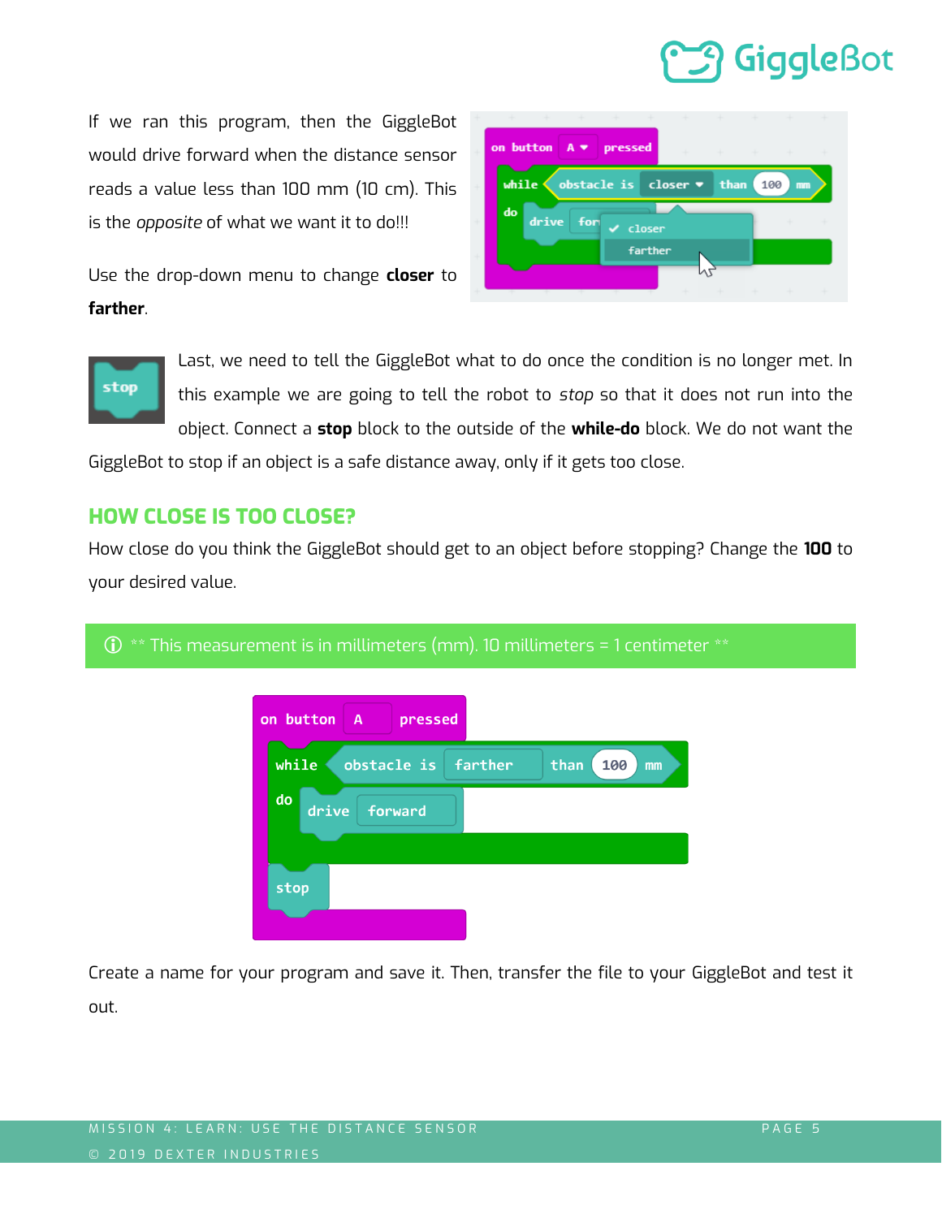If we ran this program, then the GiggleBot would drive forward when the distance sensor reads a value less than 100 mm (10 cm). This is the *opposite* of what we want it to do!!!

Use the drop-down menu to change **closer** to **farther**.

Last, we need to tell the GiggleBot what to do once the condition is no longer met. In this example we are going to tell the robot to *stop* so that it does not run into the object. Connect a **stop** block to the outside of the **while-do** block. We do not want the GiggleBot to stop if an object is a safe distance away, only if it gets too close.

## HOW CLOSE IS TOO CLOSE?

How close do you think the GiggleBot should get to an object before stopping? Change the **100** to your desired value.

ⓘ ** This measurement is in millimeters (mm). 10 millimeters = 1 centimeter **

```
on button A pressed
    while obstacle is farther than 100 mm
    do
        drive forward
    stop
```

Create a name for your program and save it. Then, transfer the file to your GiggleBot and test it out.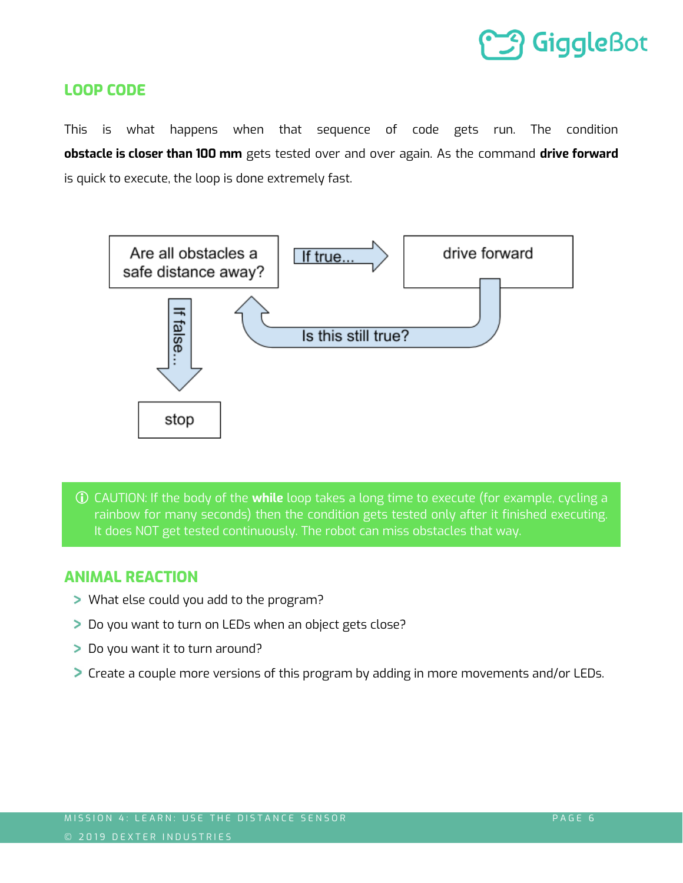## LOOP CODE

This is what happens when that sequence of code gets run. The condition **obstacle is closer than 100 mm** gets tested over and over again. As the command **drive forward** is quick to execute, the loop is done extremely fast.

Are all obstacles a safe distance away?

If true...

drive forward

Is this still true?

If false...

stop

ⓘ CAUTION: If the body of the **while** loop takes a long time to execute (for example, cycling a rainbow for many seconds) then the condition gets tested only after it finished executing. It does NOT get tested continuously. The robot can miss obstacles that way.

## ANIMAL REACTION

- What else could you add to the program?
- Do you want to turn on LEDs when an object gets close?
- Do you want it to turn around?
- Create a couple more versions of this program by adding in more movements and/or LEDs.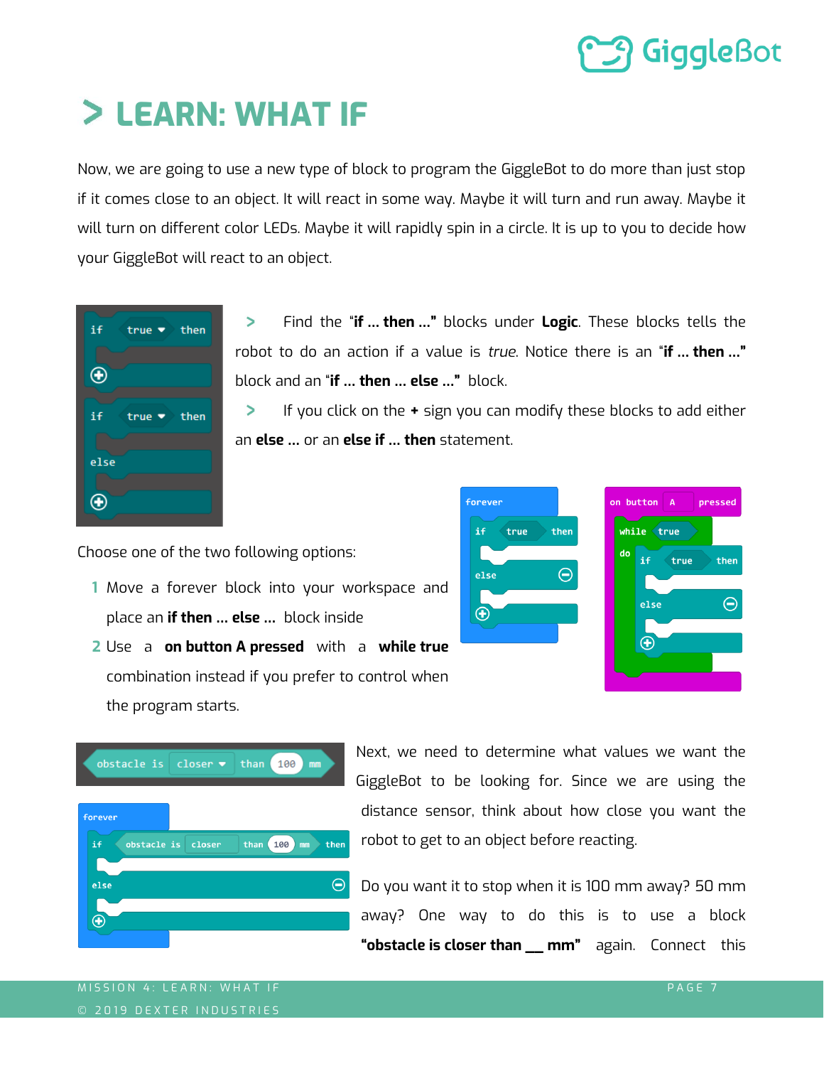# > LEARN: WHAT IF

Now, we are going to use a new type of block to program the GiggleBot to do more than just stop if it comes close to an object. It will react in some way. Maybe it will turn and run away. Maybe it will turn on different color LEDs. Maybe it will rapidly spin in a circle. It is up to you to decide how your GiggleBot will react to an object.

- Find the "**if … then …**" blocks under **Logic**. These blocks tells the robot to do an action if a value is *true*. Notice there is an "**if … then …**" block and an "**if … then … else …**" block.
- If you click on the **+** sign you can modify these blocks to add either an **else …** or an **else if … then** statement.

Choose one of the two following options:

1. Move a forever block into your workspace and place an **if then … else …** block inside
2. Use a **on button A pressed** with a **while true** combination instead if you prefer to control when the program starts.

Next, we need to determine what values we want the GiggleBot to be looking for. Since we are using the distance sensor, think about how close you want the robot to get to an object before reacting.

Do you want it to stop when it is 100 mm away? 50 mm away? One way to do this is to use a block **"obstacle is closer than __ mm"** again. Connect this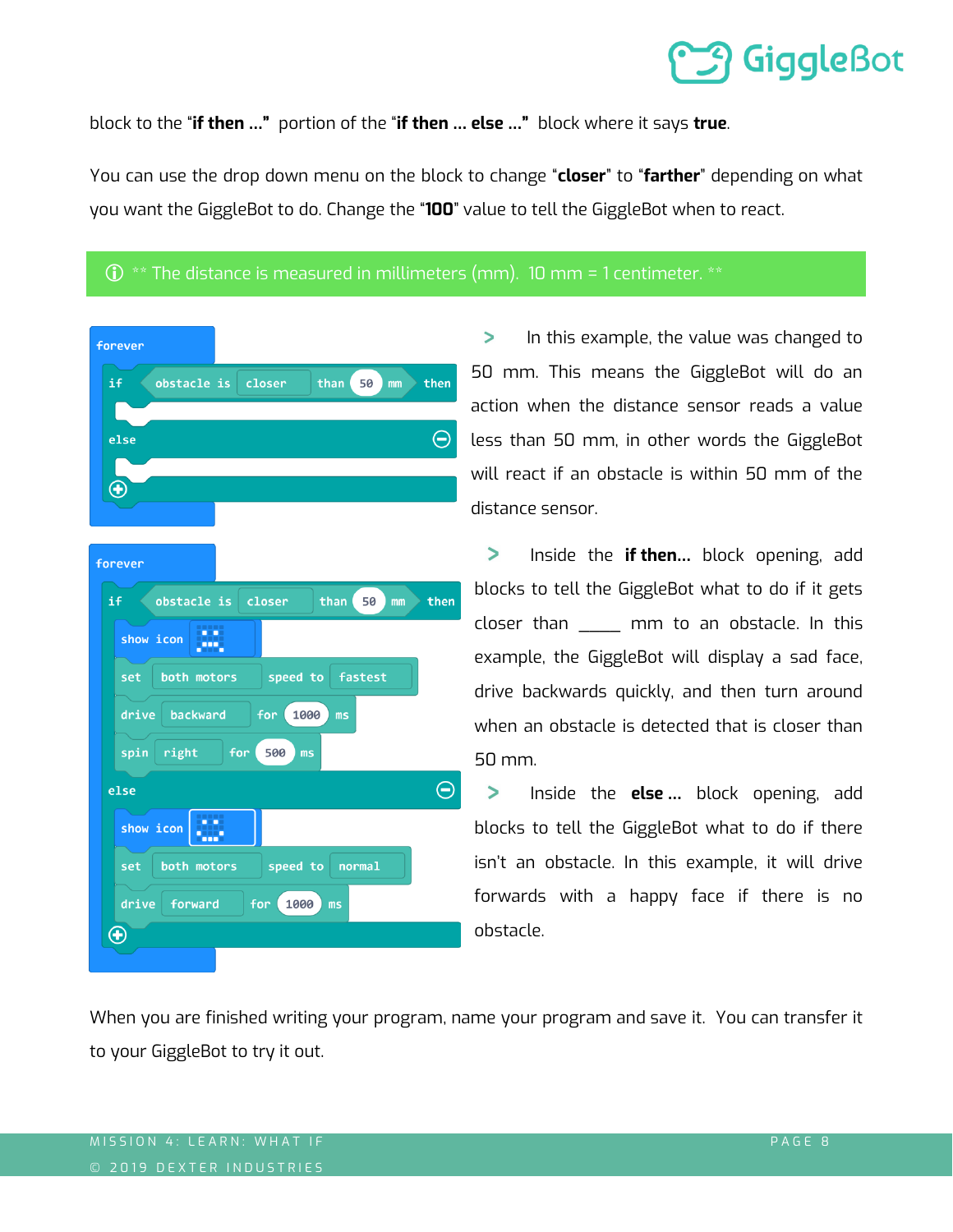block to the "**if then ...**" portion of the "**if then ... else ...**" block where it says **true**.

You can use the drop down menu on the block to change "**closer**" to "**farther**" depending on what you want the GiggleBot to do. Change the "**100**" value to tell the GiggleBot when to react.

ⓘ ** The distance is measured in millimeters (mm). 10 mm = 1 centimeter. **

```
forever
  if obstacle is closer than 50 mm then

  else

```

> In this example, the value was changed to 50 mm. This means the GiggleBot will do an action when the distance sensor reads a value less than 50 mm, in other words the GiggleBot will react if an obstacle is within 50 mm of the distance sensor.

```
forever
  if obstacle is closer than 50 mm then
    show icon [sad face]
    set both motors speed to fastest
    drive backward for 1000 ms
    spin right for 500 ms
  else
    show icon [happy face]
    set both motors speed to normal
    drive forward for 1000 ms
```

> Inside the **if then...** block opening, add blocks to tell the GiggleBot what to do if it gets closer than _____ mm to an obstacle. In this example, the GiggleBot will display a sad face, drive backwards quickly, and then turn around when an obstacle is detected that is closer than 50 mm.

> Inside the **else ...** block opening, add blocks to tell the GiggleBot what to do if there isn't an obstacle. In this example, it will drive forwards with a happy face if there is no obstacle.

When you are finished writing your program, name your program and save it. You can transfer it to your GiggleBot to try it out.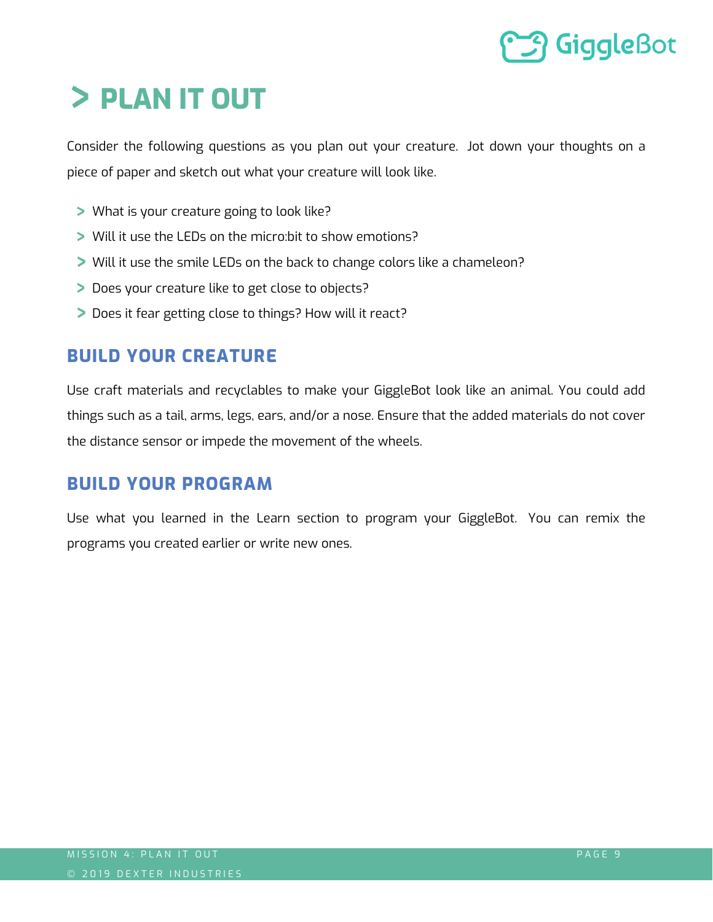# > PLAN IT OUT

Consider the following questions as you plan out your creature. Jot down your thoughts on a piece of paper and sketch out what your creature will look like.

- What is your creature going to look like?
- Will it use the LEDs on the micro:bit to show emotions?
- Will it use the smile LEDs on the back to change colors like a chameleon?
- Does your creature like to get close to objects?
- Does it fear getting close to things? How will it react?

## BUILD YOUR CREATURE

Use craft materials and recyclables to make your GiggleBot look like an animal. You could add things such as a tail, arms, legs, ears, and/or a nose. Ensure that the added materials do not cover the distance sensor or impede the movement of the wheels.

## BUILD YOUR PROGRAM

Use what you learned in the Learn section to program your GiggleBot. You can remix the programs you created earlier or write new ones.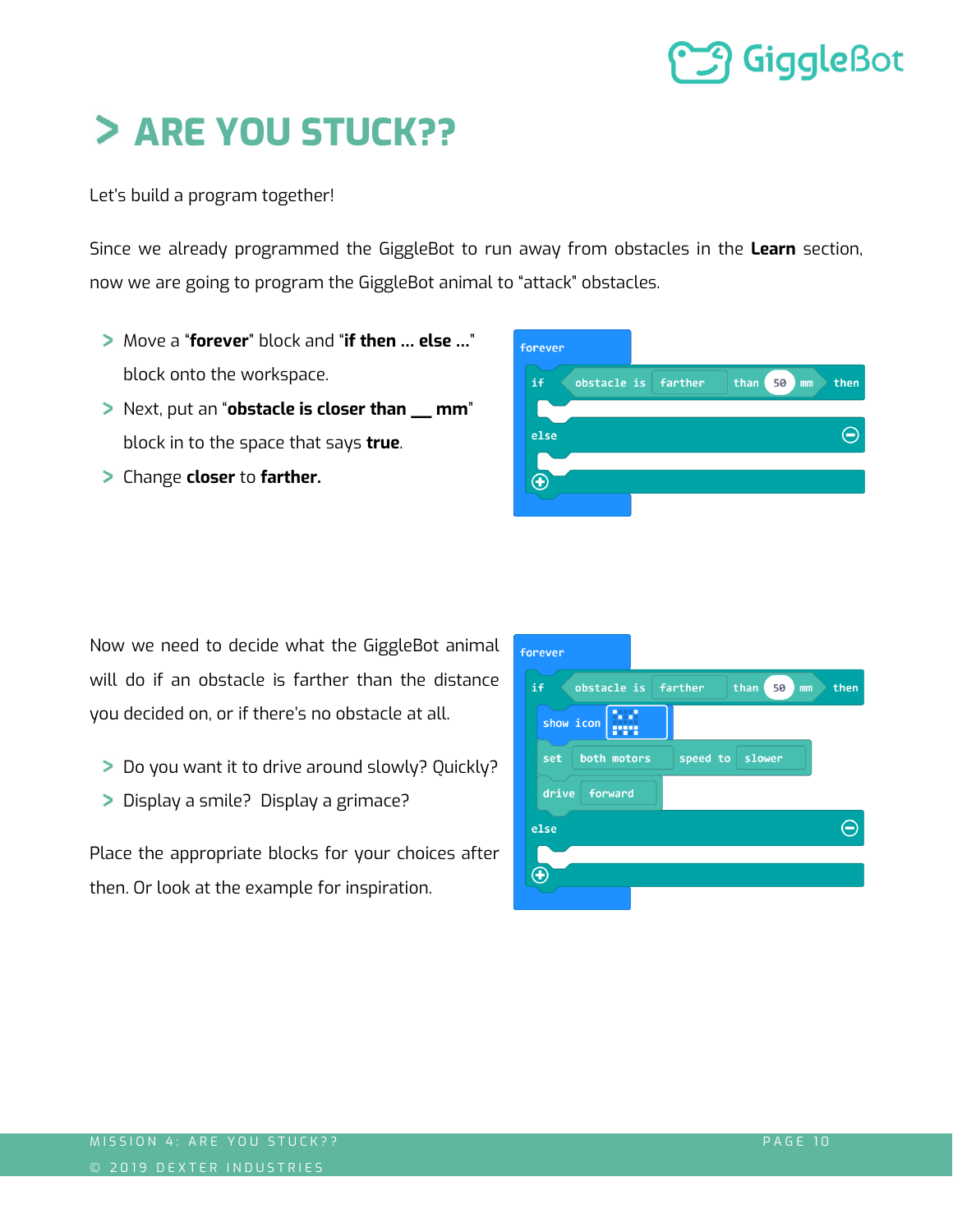# > ARE YOU STUCK??

Let's build a program together!

Since we already programmed the GiggleBot to run away from obstacles in the **Learn** section, now we are going to program the GiggleBot animal to "attack" obstacles.

- Move a "**forever**" block and "**if then ... else ...**" block onto the workspace.
- Next, put an "**obstacle is closer than __ mm**" block in to the space that says **true**.
- Change **closer** to **farther.**

```
forever
  if obstacle is farther than 50 mm then

  else

```

Now we need to decide what the GiggleBot animal will do if an obstacle is farther than the distance you decided on, or if there's no obstacle at all.

- Do you want it to drive around slowly? Quickly?
- Display a smile? Display a grimace?

Place the appropriate blocks for your choices after then. Or look at the example for inspiration.

```
forever
  if obstacle is farther than 50 mm then
    show icon
    set both motors speed to slower
    drive forward
  else

```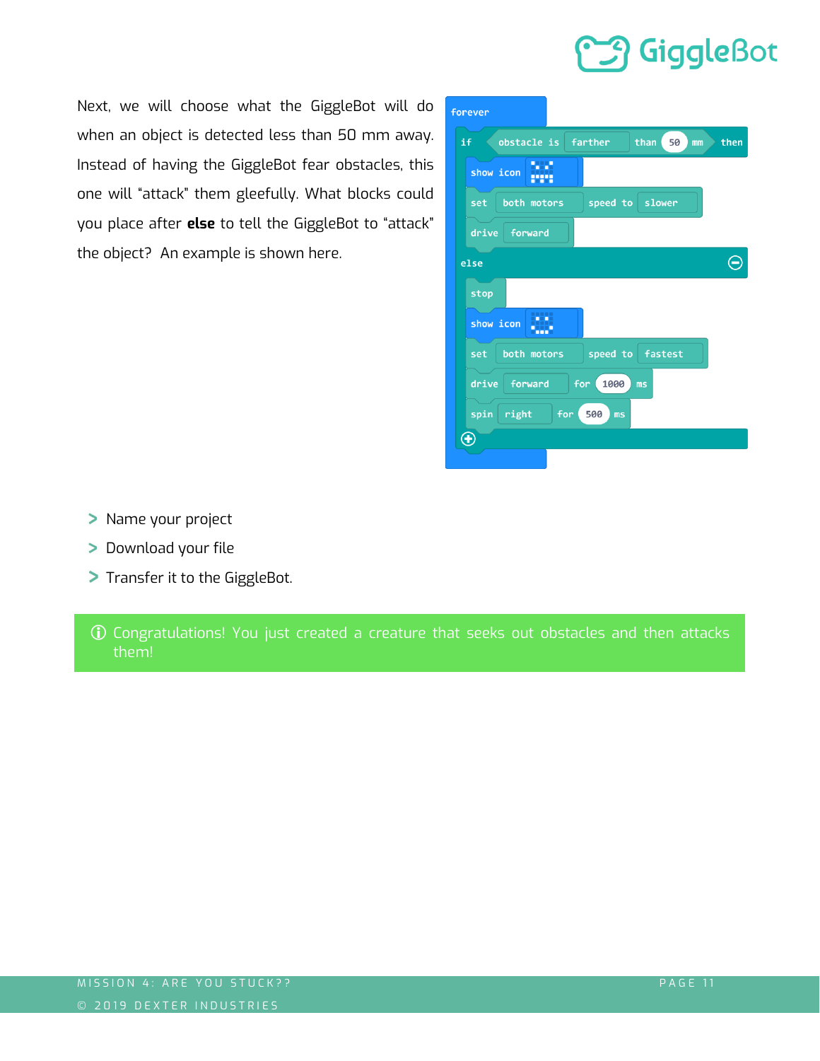Next, we will choose what the GiggleBot will do when an object is detected less than 50 mm away. Instead of having the GiggleBot fear obstacles, this one will "attack" them gleefully. What blocks could you place after **else** to tell the GiggleBot to "attack" the object? An example is shown here.

```
forever
  if obstacle is farther than 50 mm then
    show icon
    set both motors speed to slower
    drive forward
  else
    stop
    show icon
    set both motors speed to fastest
    drive forward for 1000 ms
    spin right for 500 ms
```

- Name your project
- Download your file
- Transfer it to the GiggleBot.

ⓘ Congratulations! You just created a creature that seeks out obstacles and then attacks them!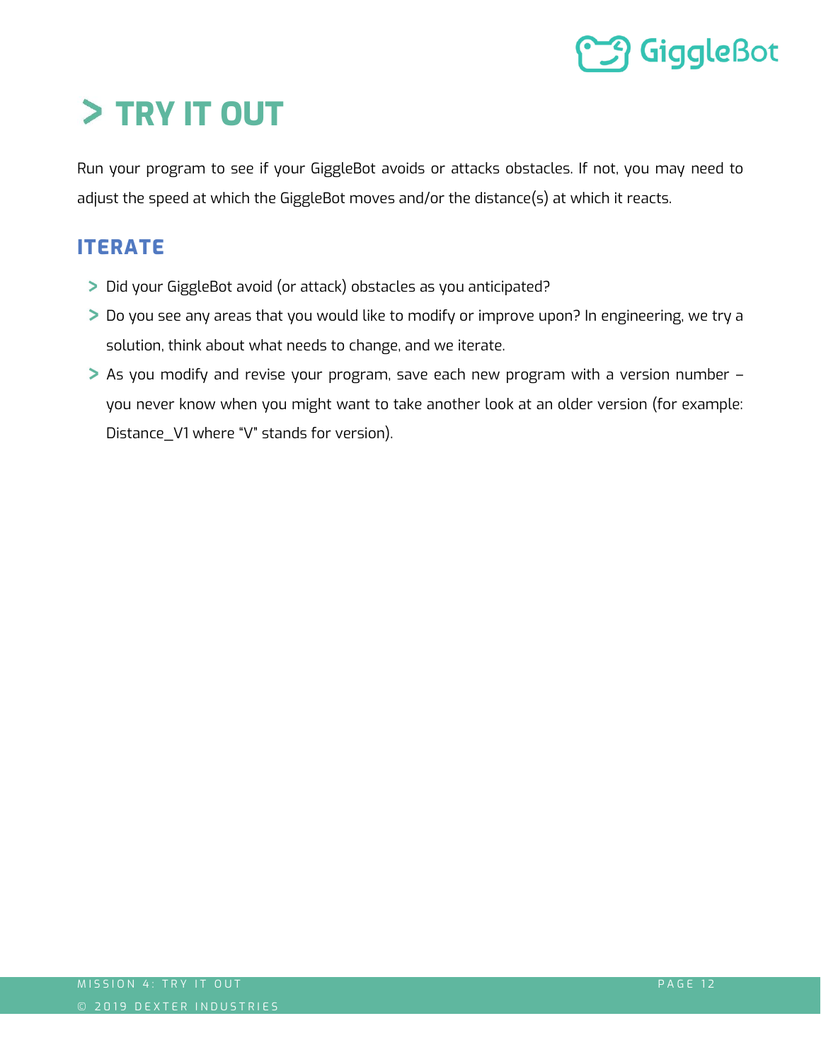# > TRY IT OUT

Run your program to see if your GiggleBot avoids or attacks obstacles. If not, you may need to adjust the speed at which the GiggleBot moves and/or the distance(s) at which it reacts.

## ITERATE

- Did your GiggleBot avoid (or attack) obstacles as you anticipated?
- Do you see any areas that you would like to modify or improve upon? In engineering, we try a solution, think about what needs to change, and we iterate.
- As you modify and revise your program, save each new program with a version number – you never know when you might want to take another look at an older version (for example: Distance_V1 where "V" stands for version).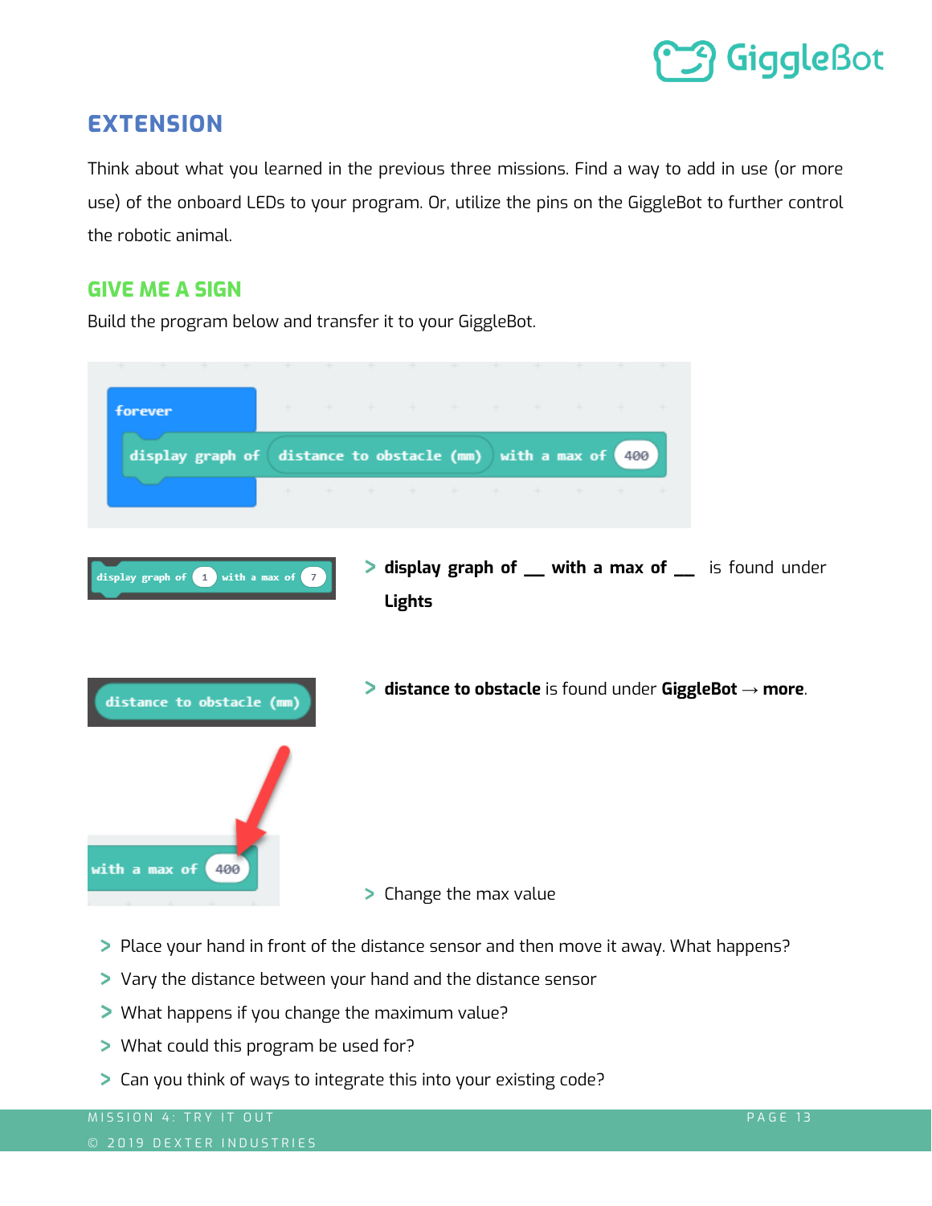## EXTENSION

Think about what you learned in the previous three missions. Find a way to add in use (or more use) of the onboard LEDs to your program. Or, utilize the pins on the GiggleBot to further control the robotic animal.

### GIVE ME A SIGN

Build the program below and transfer it to your GiggleBot.

```
forever
    display graph of (distance to obstacle (mm)) with a max of 400
```

- **display graph of __ with a max of __** is found under **Lights**
- **distance to obstacle** is found under **GiggleBot → more**.
- Change the max value

- Place your hand in front of the distance sensor and then move it away. What happens?
- Vary the distance between your hand and the distance sensor
- What happens if you change the maximum value?
- What could this program be used for?
- Can you think of ways to integrate this into your existing code?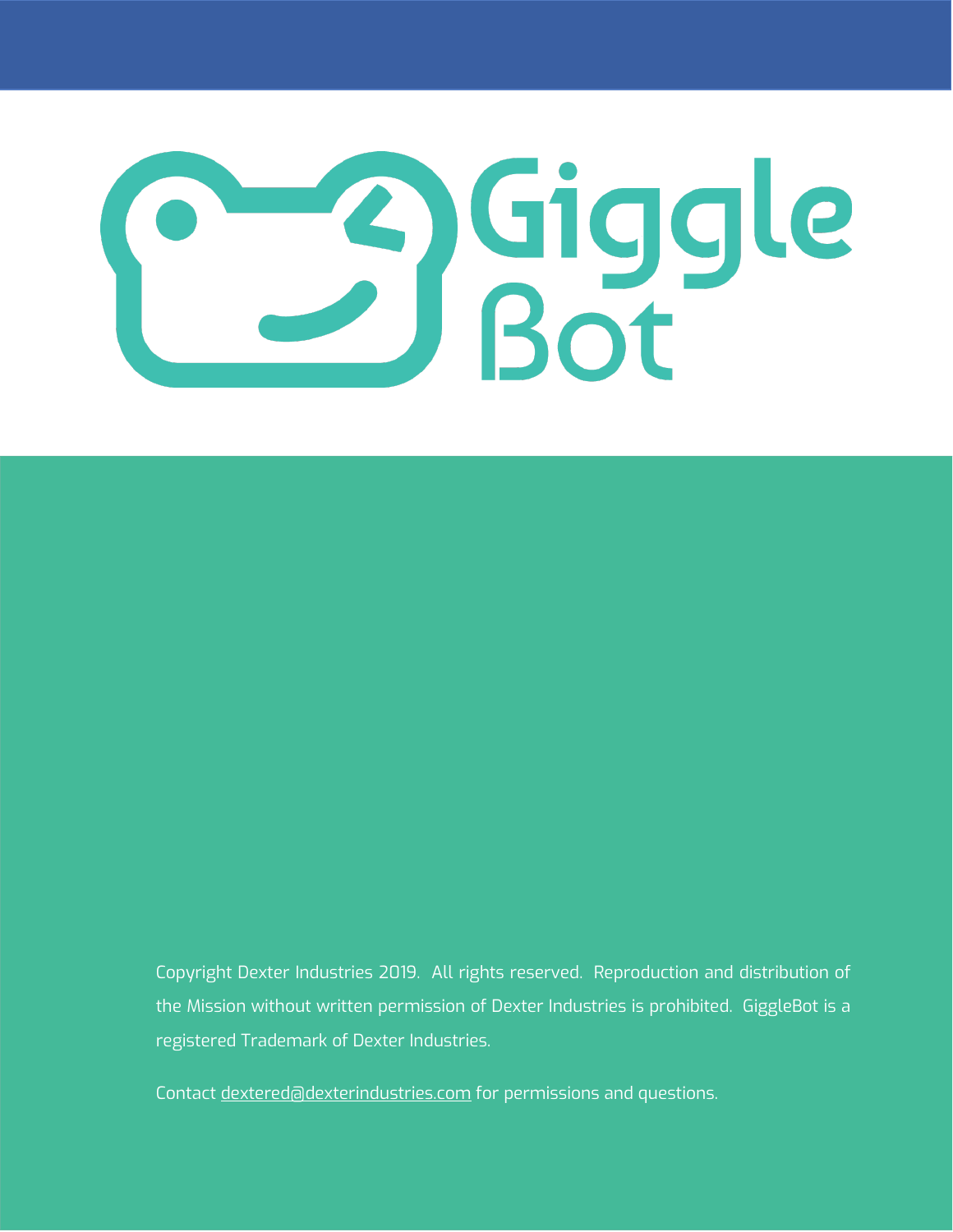# GiggleBot

Copyright Dexter Industries 2019. All rights reserved. Reproduction and distribution of the Mission without written permission of Dexter Industries is prohibited. GiggleBot is a registered Trademark of Dexter Industries.

Contact dextered@dexterindustries.com for permissions and questions.